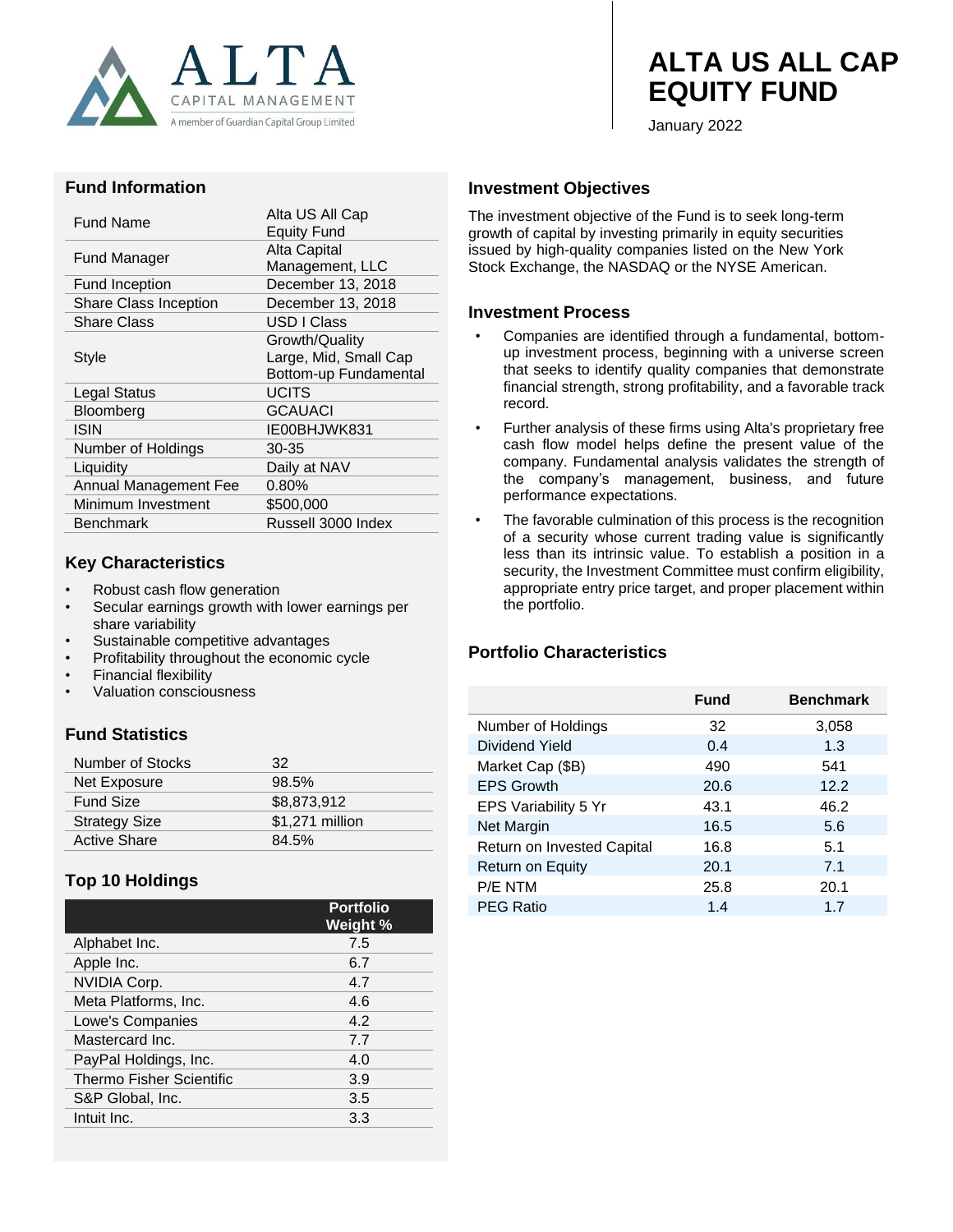ALTA CAPITAL MANAGEMENT
A member of Guardian Capital Group Limited

# ALTA US ALL CAP EQUITY FUND

January 2022

## Fund Information

| | |
|---|---|
| Fund Name | Alta US All Cap Equity Fund |
| Fund Manager | Alta Capital Management, LLC |
| Fund Inception | December 13, 2018 |
| Share Class Inception | December 13, 2018 |
| Share Class | USD I Class |
| Style | Growth/Quality Large, Mid, Small Cap Bottom-up Fundamental |
| Legal Status | UCITS |
| Bloomberg | GCAUACI |
| ISIN | IE00BHJWK831 |
| Number of Holdings | 30-35 |
| Liquidity | Daily at NAV |
| Annual Management Fee | 0.80% |
| Minimum Investment | $500,000 |
| Benchmark | Russell 3000 Index |

## Key Characteristics

- Robust cash flow generation
- Secular earnings growth with lower earnings per share variability
- Sustainable competitive advantages
- Profitability throughout the economic cycle
- Financial flexibility
- Valuation consciousness

## Fund Statistics

| | |
|---|---|
| Number of Stocks | 32 |
| Net Exposure | 98.5% |
| Fund Size | $8,873,912 |
| Strategy Size | $1,271 million |
| Active Share | 84.5% |

## Top 10 Holdings

| | Portfolio Weight % |
|---|---|
| Alphabet Inc. | 7.5 |
| Apple Inc. | 6.7 |
| NVIDIA Corp. | 4.7 |
| Meta Platforms, Inc. | 4.6 |
| Lowe's Companies | 4.2 |
| Mastercard Inc. | 7.7 |
| PayPal Holdings, Inc. | 4.0 |
| Thermo Fisher Scientific | 3.9 |
| S&P Global, Inc. | 3.5 |
| Intuit Inc. | 3.3 |

## Investment Objectives

The investment objective of the Fund is to seek long-term growth of capital by investing primarily in equity securities issued by high-quality companies listed on the New York Stock Exchange, the NASDAQ or the NYSE American.

## Investment Process

- Companies are identified through a fundamental, bottom-up investment process, beginning with a universe screen that seeks to identify quality companies that demonstrate financial strength, strong profitability, and a favorable track record.
- Further analysis of these firms using Alta's proprietary free cash flow model helps define the present value of the company. Fundamental analysis validates the strength of the company's management, business, and future performance expectations.
- The favorable culmination of this process is the recognition of a security whose current trading value is significantly less than its intrinsic value. To establish a position in a security, the Investment Committee must confirm eligibility, appropriate entry price target, and proper placement within the portfolio.

## Portfolio Characteristics

| | Fund | Benchmark |
|---|---|---|
| Number of Holdings | 32 | 3,058 |
| Dividend Yield | 0.4 | 1.3 |
| Market Cap ($B) | 490 | 541 |
| EPS Growth | 20.6 | 12.2 |
| EPS Variability 5 Yr | 43.1 | 46.2 |
| Net Margin | 16.5 | 5.6 |
| Return on Invested Capital | 16.8 | 5.1 |
| Return on Equity | 20.1 | 7.1 |
| P/E NTM | 25.8 | 20.1 |
| PEG Ratio | 1.4 | 1.7 |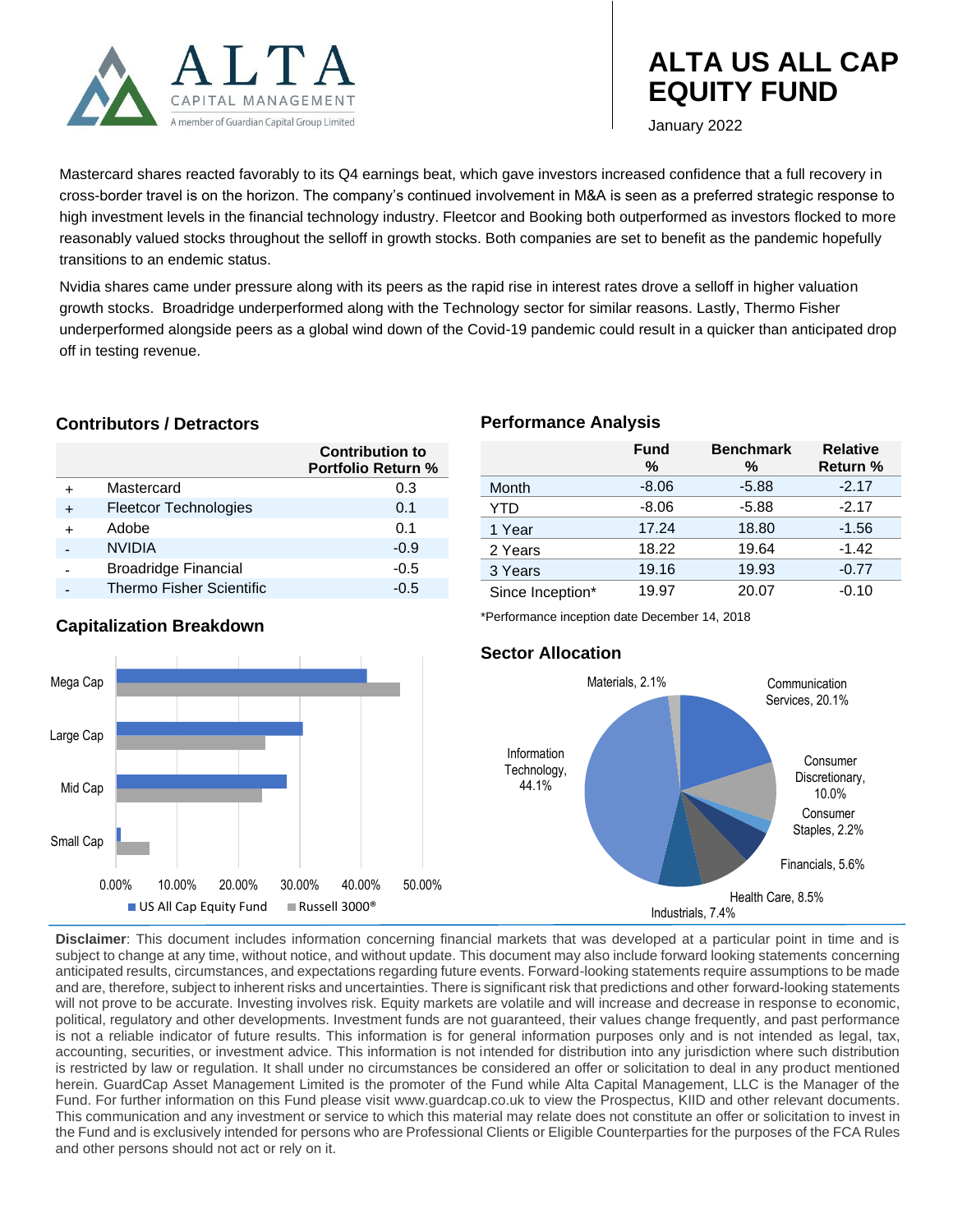# ALTA US ALL CAP EQUITY FUND

January 2022

Mastercard shares reacted favorably to its Q4 earnings beat, which gave investors increased confidence that a full recovery in cross-border travel is on the horizon. The company's continued involvement in M&A is seen as a preferred strategic response to high investment levels in the financial technology industry. Fleetcor and Booking both outperformed as investors flocked to more reasonably valued stocks throughout the selloff in growth stocks. Both companies are set to benefit as the pandemic hopefully transitions to an endemic status.

Nvidia shares came under pressure along with its peers as the rapid rise in interest rates drove a selloff in higher valuation growth stocks. Broadridge underperformed along with the Technology sector for similar reasons. Lastly, Thermo Fisher underperformed alongside peers as a global wind down of the Covid-19 pandemic could result in a quicker than anticipated drop off in testing revenue.

## Contributors / Detractors

| | | Contribution to Portfolio Return % |
|---|---|---|
| + | Mastercard | 0.3 |
| + | Fleetcor Technologies | 0.1 |
| + | Adobe | 0.1 |
| - | NVIDIA | -0.9 |
| - | Broadridge Financial | -0.5 |
| - | Thermo Fisher Scientific | -0.5 |

## Performance Analysis

| | Fund % | Benchmark % | Relative Return % |
|---|---|---|---|
| Month | -8.06 | -5.88 | -2.17 |
| YTD | -8.06 | -5.88 | -2.17 |
| 1 Year | 17.24 | 18.80 | -1.56 |
| 2 Years | 18.22 | 19.64 | -1.42 |
| 3 Years | 19.16 | 19.93 | -0.77 |
| Since Inception* | 19.97 | 20.07 | -0.10 |

*Performance inception date December 14, 2018

## Capitalization Breakdown

Mega Cap
Large Cap
Mid Cap
Small Cap

0.00% 10.00% 20.00% 30.00% 40.00% 50.00%

US All Cap Equity Fund   Russell 3000®

## Sector Allocation

Materials, 2.1%
Communication Services, 20.1%
Consumer Discretionary, 10.0%
Consumer Staples, 2.2%
Financials, 5.6%
Health Care, 8.5%
Industrials, 7.4%
Information Technology, 44.1%

**Disclaimer**: This document includes information concerning financial markets that was developed at a particular point in time and is subject to change at any time, without notice, and without update. This document may also include forward looking statements concerning anticipated results, circumstances, and expectations regarding future events. Forward-looking statements require assumptions to be made and are, therefore, subject to inherent risks and uncertainties. There is significant risk that predictions and other forward-looking statements will not prove to be accurate. Investing involves risk. Equity markets are volatile and will increase and decrease in response to economic, political, regulatory and other developments. Investment funds are not guaranteed, their values change frequently, and past performance is not a reliable indicator of future results. This information is for general information purposes only and is not intended as legal, tax, accounting, securities, or investment advice. This information is not intended for distribution into any jurisdiction where such distribution is restricted by law or regulation. It shall under no circumstances be considered an offer or solicitation to deal in any product mentioned herein. GuardCap Asset Management Limited is the promoter of the Fund while Alta Capital Management, LLC is the Manager of the Fund. For further information on this Fund please visit www.guardcap.co.uk to view the Prospectus, KIID and other relevant documents. This communication and any investment or service to which this material may relate does not constitute an offer or solicitation to invest in the Fund and is exclusively intended for persons who are Professional Clients or Eligible Counterparties for the purposes of the FCA Rules and other persons should not act or rely on it.